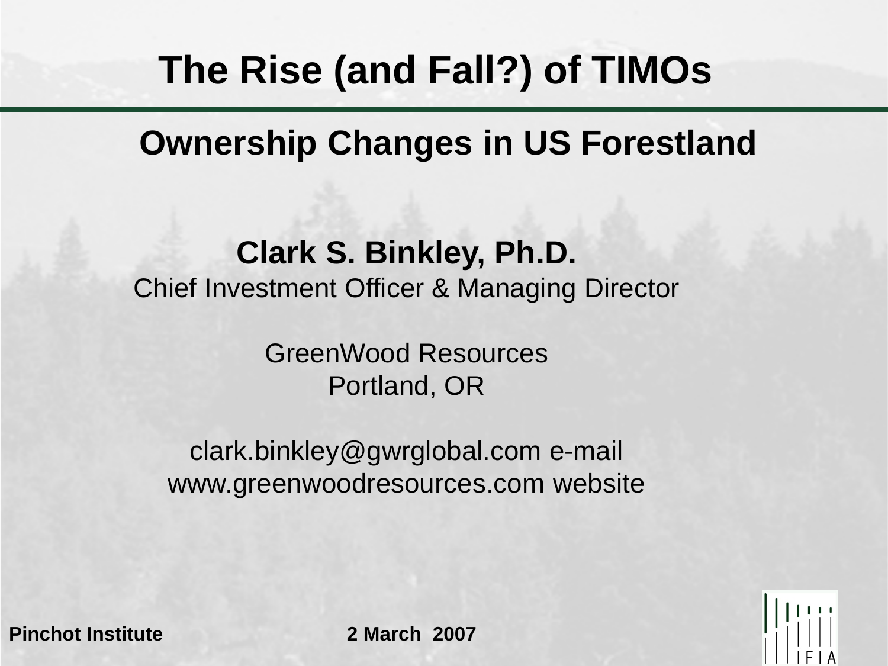# The Rise (and Fall?) of TIMOs

## Ownership Changes in US Forestland

**Clark S. Binkley, Ph.D.**
Chief Investment Officer & Managing Director

GreenWood Resources
Portland, OR

clark.binkley@gwrglobal.com e-mail
www.greenwoodresources.com website

**Pinchot Institute** **2 March 2007**

IFIA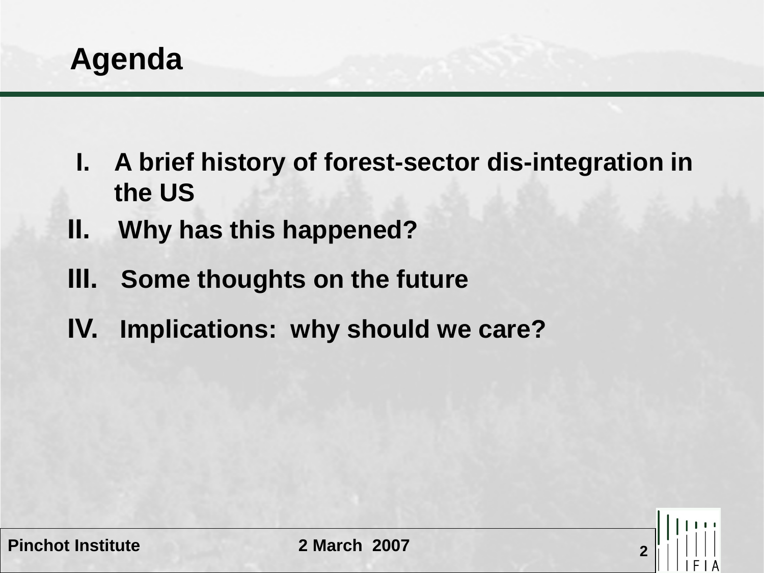# Agenda

I. A brief history of forest-sector dis-integration in the US

II. Why has this happened?

III. Some thoughts on the future

IV. Implications: why should we care?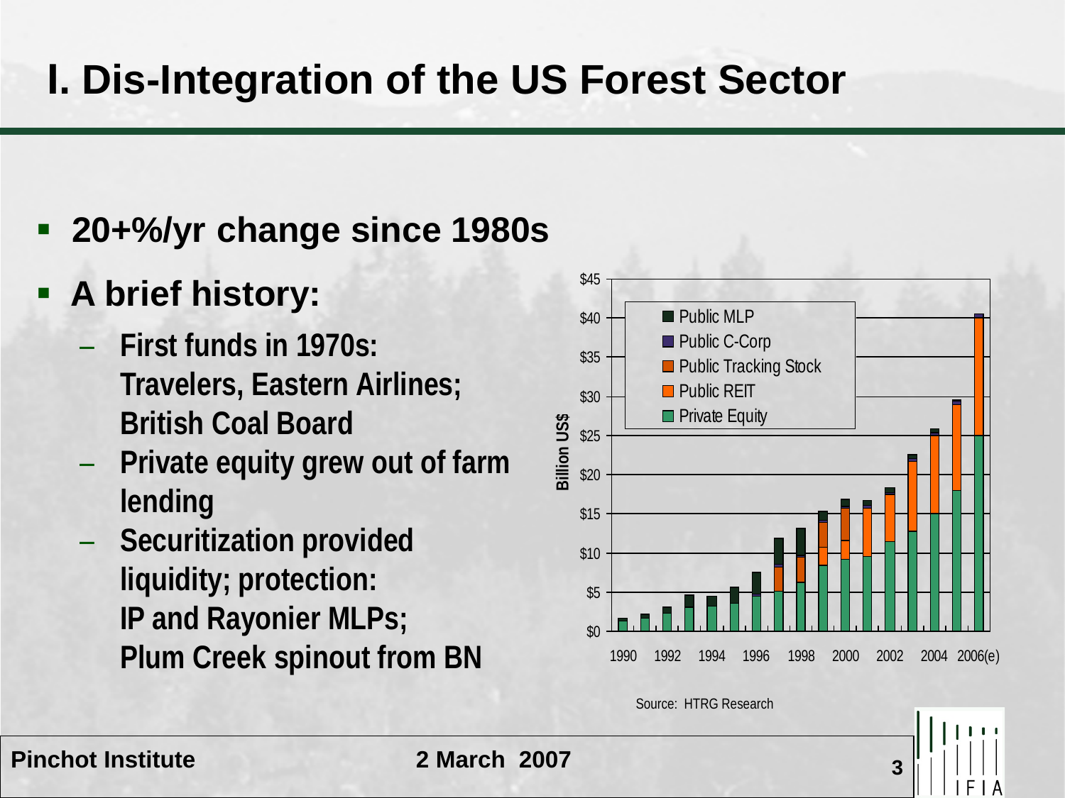# I. Dis-Integration of the US Forest Sector

- **20+%/yr change since 1980s**
- **A brief history:**
  - **First funds in 1970s: Travelers, Eastern Airlines; British Coal Board**
  - **Private equity grew out of farm lending**
  - **Securitization provided liquidity; protection: IP and Rayonier MLPs; Plum Creek spinout from BN**

Billion US$

Public MLP, Public C-Corp, Public Tracking Stock, Public REIT, Private Equity

$0 – $45; 1990 – 2006(e)

Source: HTRG Research

Pinchot Institute — 2 March 2007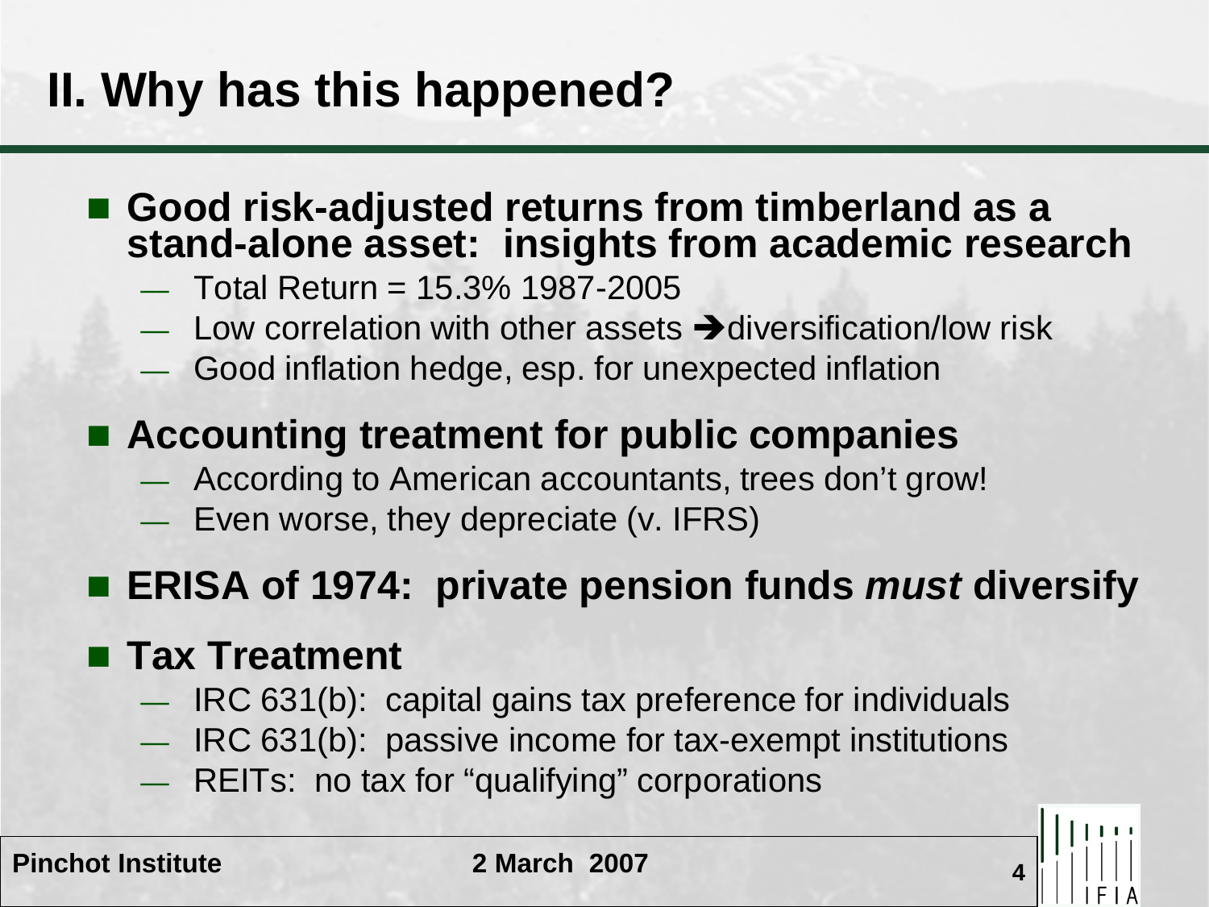# II. Why has this happened?

- **Good risk-adjusted returns from timberland as a stand-alone asset: insights from academic research**
  - Total Return = 15.3% 1987-2005
  - Low correlation with other assets ➔diversification/low risk
  - Good inflation hedge, esp. for unexpected inflation
- **Accounting treatment for public companies**
  - According to American accountants, trees don't grow!
  - Even worse, they depreciate (v. IFRS)
- **ERISA of 1974: private pension funds *must* diversify**
- **Tax Treatment**
  - IRC 631(b): capital gains tax preference for individuals
  - IRC 631(b): passive income for tax-exempt institutions
  - REITs: no tax for "qualifying" corporations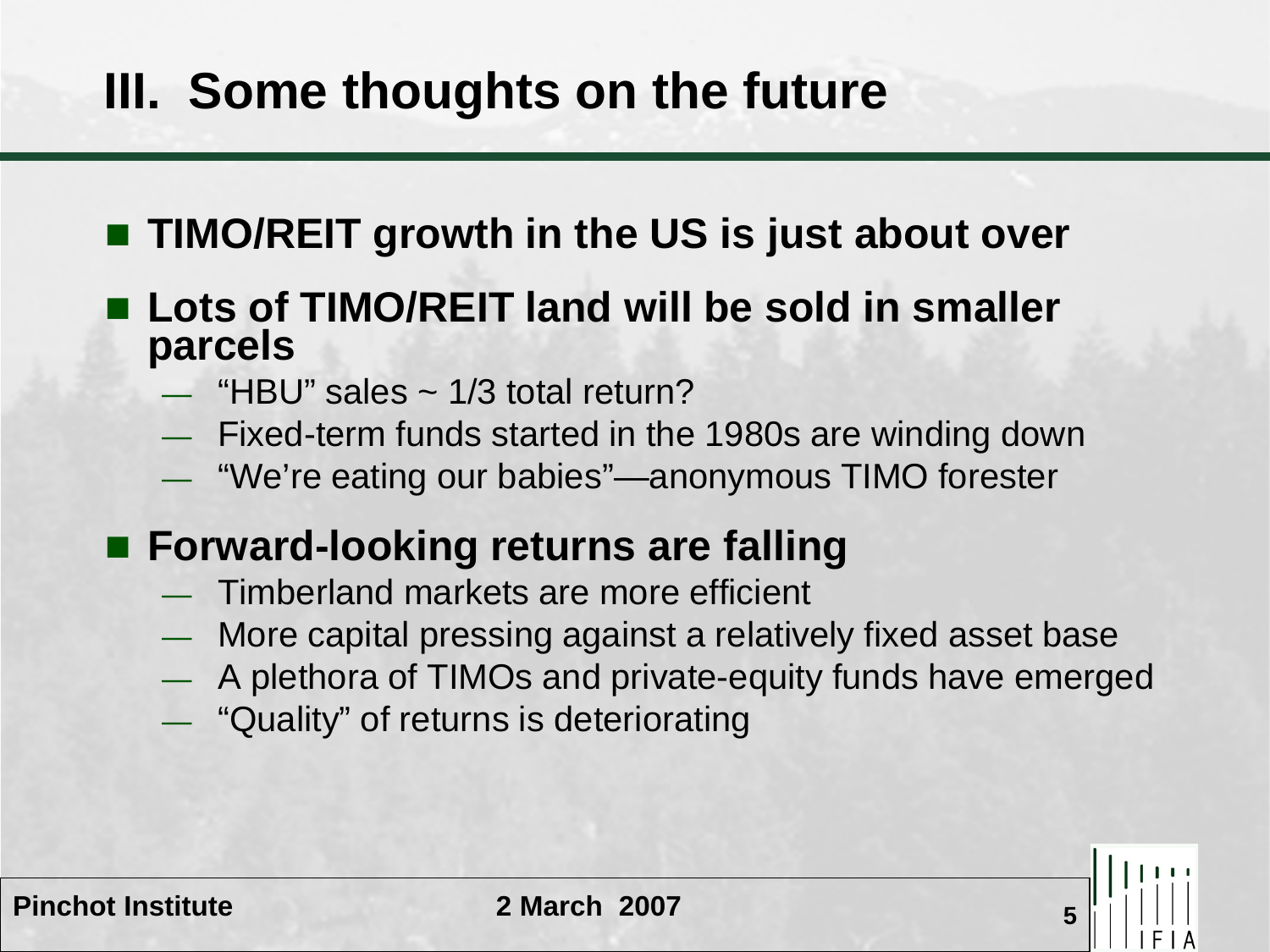# III. Some thoughts on the future

- **TIMO/REIT growth in the US is just about over**
- **Lots of TIMO/REIT land will be sold in smaller parcels**
  - "HBU" sales ~ 1/3 total return?
  - Fixed-term funds started in the 1980s are winding down
  - "We're eating our babies"—anonymous TIMO forester
- **Forward-looking returns are falling**
  - Timberland markets are more efficient
  - More capital pressing against a relatively fixed asset base
  - A plethora of TIMOs and private-equity funds have emerged
  - "Quality" of returns is deteriorating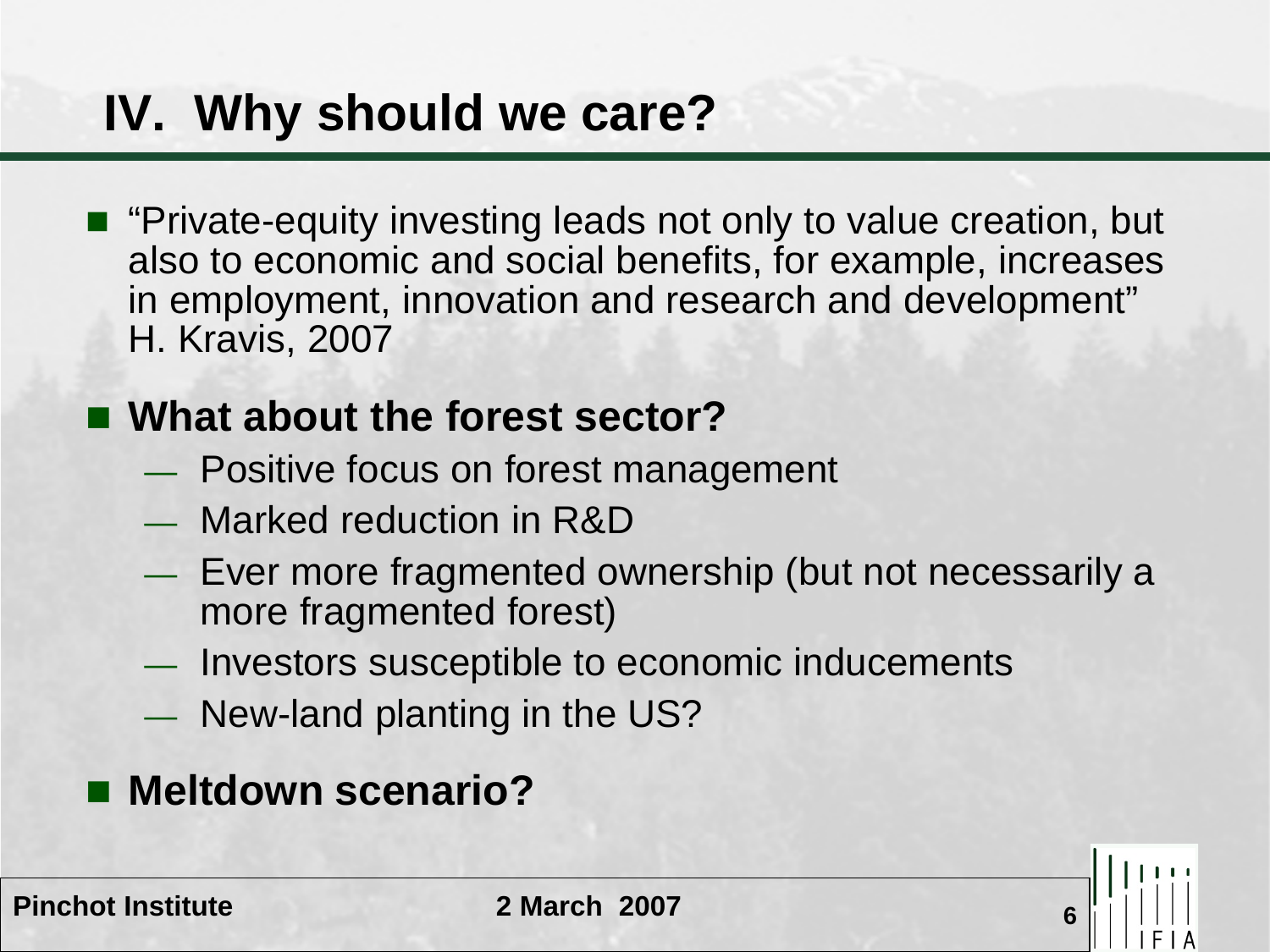# IV. Why should we care?

- "Private-equity investing leads not only to value creation, but also to economic and social benefits, for example, increases in employment, innovation and research and development" H. Kravis, 2007

- **What about the forest sector?**
  - Positive focus on forest management
  - Marked reduction in R&D
  - Ever more fragmented ownership (but not necessarily a more fragmented forest)
  - Investors susceptible to economic inducements
  - New-land planting in the US?

- **Meltdown scenario?**